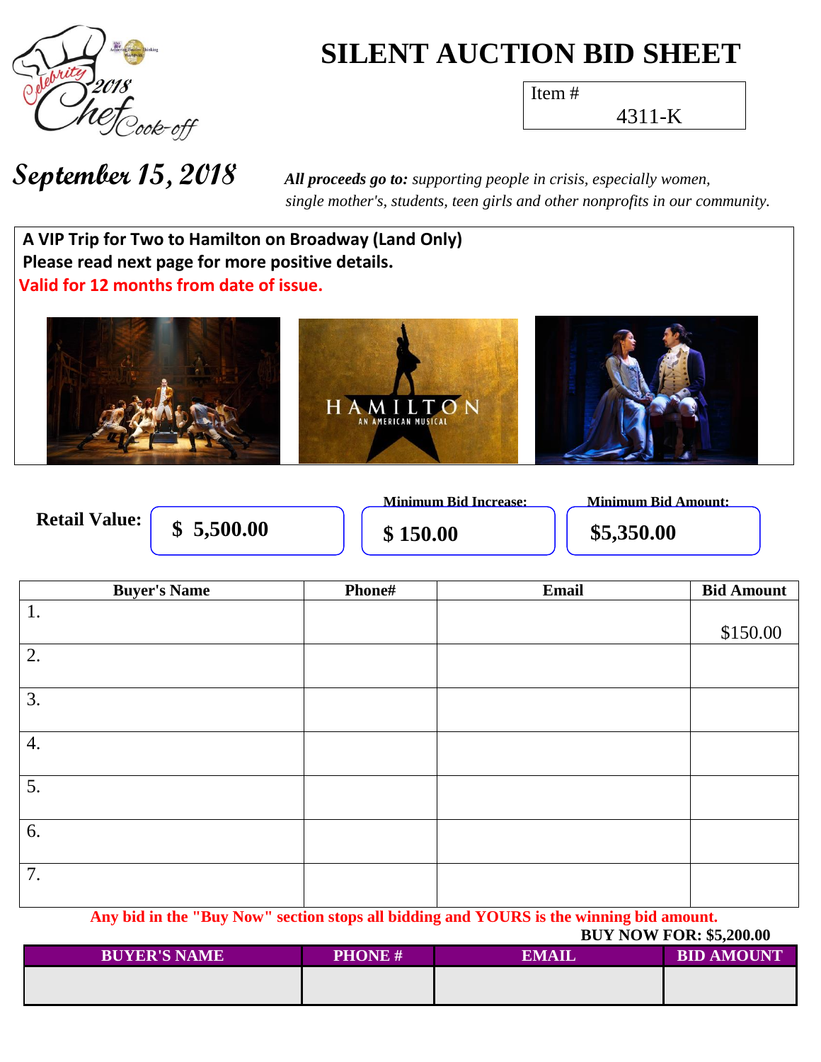# SILENT AUCTION BID SHEET

Celebrity 2018 Chef Cook-off

Item # 4311-K

**September 15, 2018**

***All proceeds go to:*** *supporting people in crisis, especially women, single mother's, students, teen girls and other nonprofits in our community.*

**A VIP Trip for Two to Hamilton on Broadway (Land Only)**
**Please read next page for more positive details.**
**Valid for 12 months from date of issue.**

HAMILTON
AN AMERICAN MUSICAL

**Retail Value:** **$ 5,500.00**

**Minimum Bid Increase:** **$ 150.00**

**Minimum Bid Amount:** **$5,350.00**

| Buyer's Name | Phone# | Email | Bid Amount |
|---|---|---|---|
| 1. | | | $150.00 |
| 2. | | | |
| 3. | | | |
| 4. | | | |
| 5. | | | |
| 6. | | | |
| 7. | | | |

**Any bid in the "Buy Now" section stops all bidding and YOURS is the winning bid amount.**

**BUY NOW FOR: $5,200.00**

| BUYER'S NAME | PHONE # | EMAIL | BID AMOUNT |
|---|---|---|---|
| | | | |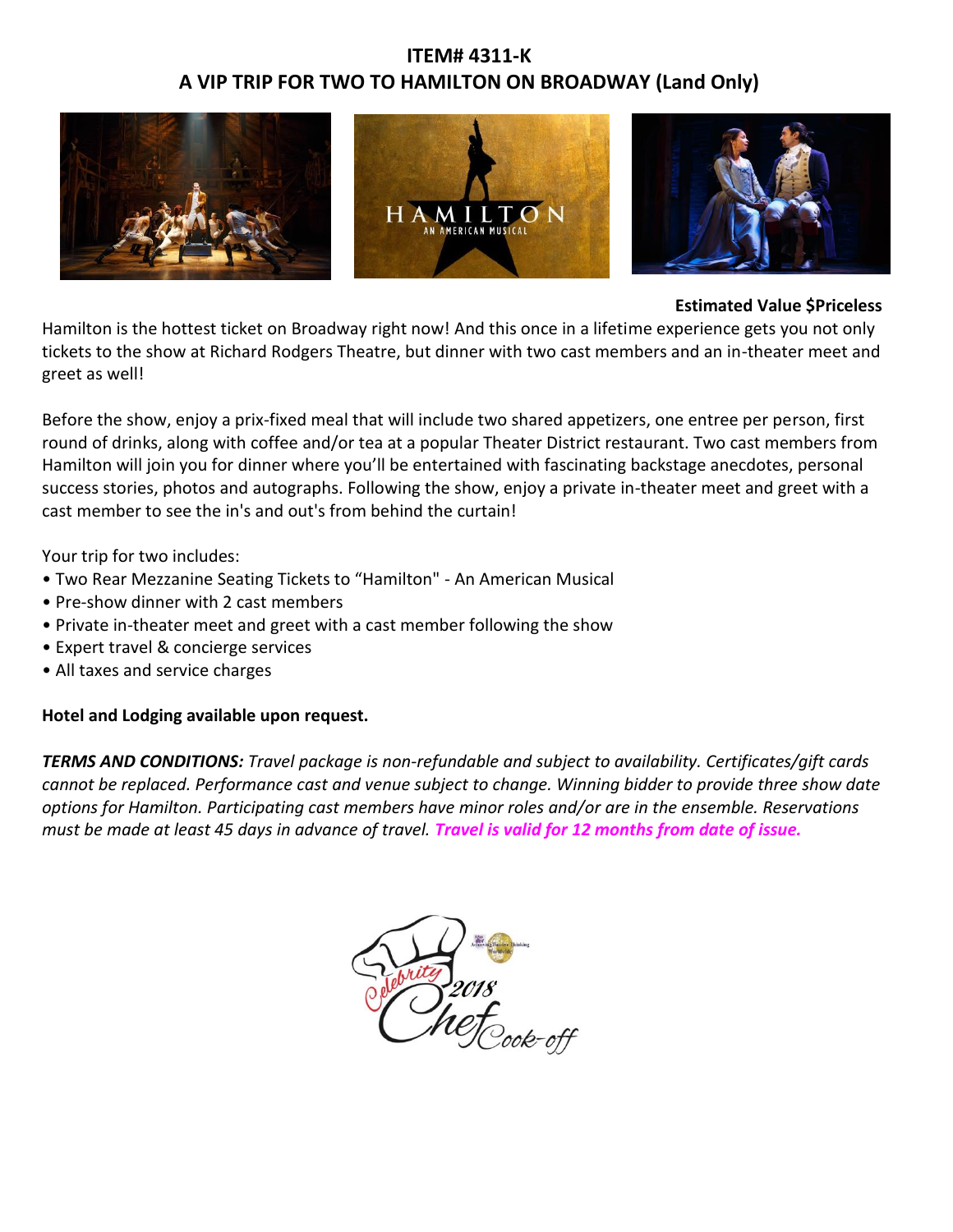## ITEM# 4311-K
## A VIP TRIP FOR TWO TO HAMILTON ON BROADWAY (Land Only)

**Estimated Value $Priceless**

Hamilton is the hottest ticket on Broadway right now! And this once in a lifetime experience gets you not only tickets to the show at Richard Rodgers Theatre, but dinner with two cast members and an in-theater meet and greet as well!

Before the show, enjoy a prix-fixed meal that will include two shared appetizers, one entree per person, first round of drinks, along with coffee and/or tea at a popular Theater District restaurant. Two cast members from Hamilton will join you for dinner where you'll be entertained with fascinating backstage anecdotes, personal success stories, photos and autographs. Following the show, enjoy a private in-theater meet and greet with a cast member to see the in's and out's from behind the curtain!

Your trip for two includes:

- Two Rear Mezzanine Seating Tickets to "Hamilton" - An American Musical
- Pre-show dinner with 2 cast members
- Private in-theater meet and greet with a cast member following the show
- Expert travel & concierge services
- All taxes and service charges

**Hotel and Lodging available upon request.**

***TERMS AND CONDITIONS:*** *Travel package is non-refundable and subject to availability. Certificates/gift cards cannot be replaced. Performance cast and venue subject to change. Winning bidder to provide three show date options for Hamilton. Participating cast members have minor roles and/or are in the ensemble. Reservations must be made at least 45 days in advance of travel.* ***Travel is valid for 12 months from date of issue.***

Celebrity 2018 Chef Cook-off